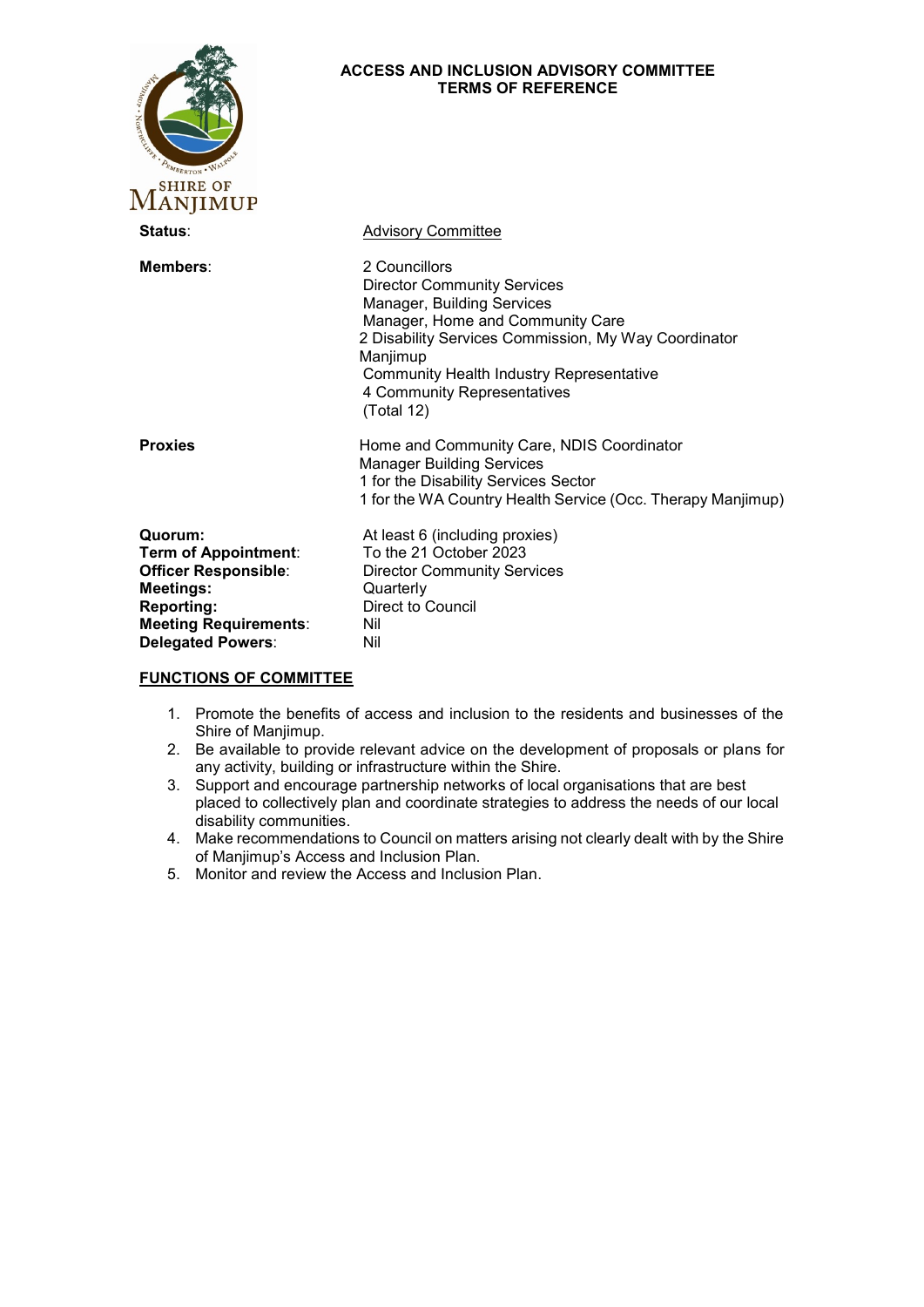# ACCESS AND INCLUSION ADVISORY COMMITTEE
## TERMS OF REFERENCE

**Status**: Advisory Committee

**Members**:
2 Councillors
Director Community Services
Manager, Building Services
Manager, Home and Community Care
2 Disability Services Commission, My Way Coordinator Manjimup
Community Health Industry Representative
4 Community Representatives
(Total 12)

**Proxies**
Home and Community Care, NDIS Coordinator
Manager Building Services
1 for the Disability Services Sector
1 for the WA Country Health Service (Occ. Therapy Manjimup)

**Quorum:** At least 6 (including proxies)
**Term of Appointment**: To the 21 October 2023
**Officer Responsible**: Director Community Services
**Meetings:** Quarterly
**Reporting:** Direct to Council
**Meeting Requirements**: Nil
**Delegated Powers**: Nil

**FUNCTIONS OF COMMITTEE**

1. Promote the benefits of access and inclusion to the residents and businesses of the Shire of Manjimup.
2. Be available to provide relevant advice on the development of proposals or plans for any activity, building or infrastructure within the Shire.
3. Support and encourage partnership networks of local organisations that are best placed to collectively plan and coordinate strategies to address the needs of our local disability communities.
4. Make recommendations to Council on matters arising not clearly dealt with by the Shire of Manjimup's Access and Inclusion Plan.
5. Monitor and review the Access and Inclusion Plan.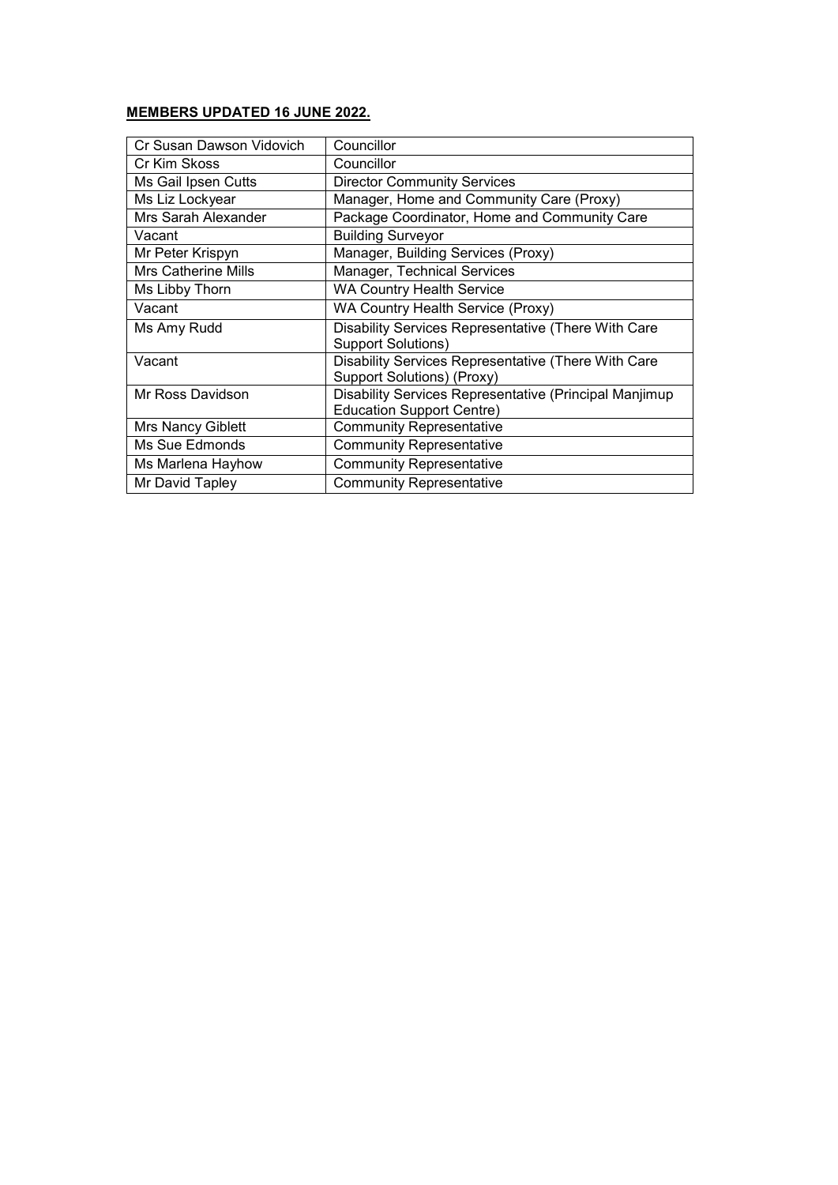**MEMBERS UPDATED 16 JUNE 2022.**

| | |
|---|---|
| Cr Susan Dawson Vidovich | Councillor |
| Cr Kim Skoss | Councillor |
| Ms Gail Ipsen Cutts | Director Community Services |
| Ms Liz Lockyear | Manager, Home and Community Care (Proxy) |
| Mrs Sarah Alexander | Package Coordinator, Home and Community Care |
| Vacant | Building Surveyor |
| Mr Peter Krispyn | Manager, Building Services (Proxy) |
| Mrs Catherine Mills | Manager, Technical Services |
| Ms Libby Thorn | WA Country Health Service |
| Vacant | WA Country Health Service (Proxy) |
| Ms Amy Rudd | Disability Services Representative (There With Care Support Solutions) |
| Vacant | Disability Services Representative (There With Care Support Solutions) (Proxy) |
| Mr Ross Davidson | Disability Services Representative (Principal Manjimup Education Support Centre) |
| Mrs Nancy Giblett | Community Representative |
| Ms Sue Edmonds | Community Representative |
| Ms Marlena Hayhow | Community Representative |
| Mr David Tapley | Community Representative |